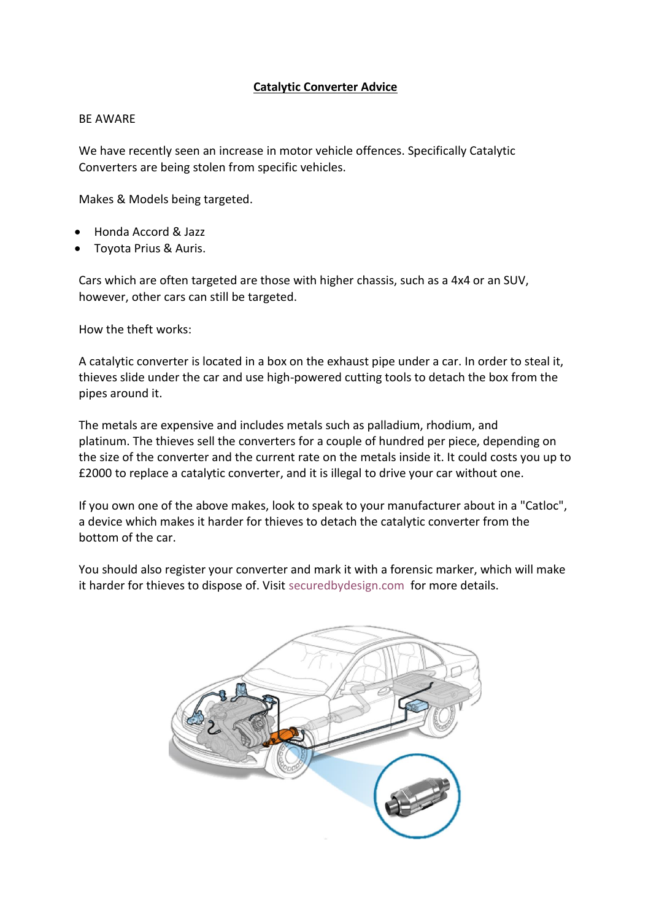# Catalytic Converter Advice

BE AWARE

We have recently seen an increase in motor vehicle offences. Specifically Catalytic Converters are being stolen from specific vehicles.

Makes & Models being targeted.

- Honda Accord & Jazz
- Toyota Prius & Auris.

Cars which are often targeted are those with higher chassis, such as a 4x4 or an SUV, however, other cars can still be targeted.

How the theft works:

A catalytic converter is located in a box on the exhaust pipe under a car. In order to steal it, thieves slide under the car and use high-powered cutting tools to detach the box from the pipes around it.

The metals are expensive and includes metals such as palladium, rhodium, and platinum. The thieves sell the converters for a couple of hundred per piece, depending on the size of the converter and the current rate on the metals inside it. It could costs you up to £2000 to replace a catalytic converter, and it is illegal to drive your car without one.

If you own one of the above makes, look to speak to your manufacturer about in a "Catloc", a device which makes it harder for thieves to detach the catalytic converter from the bottom of the car.

You should also register your converter and mark it with a forensic marker, which will make it harder for thieves to dispose of. Visit securedbydesign.com for more details.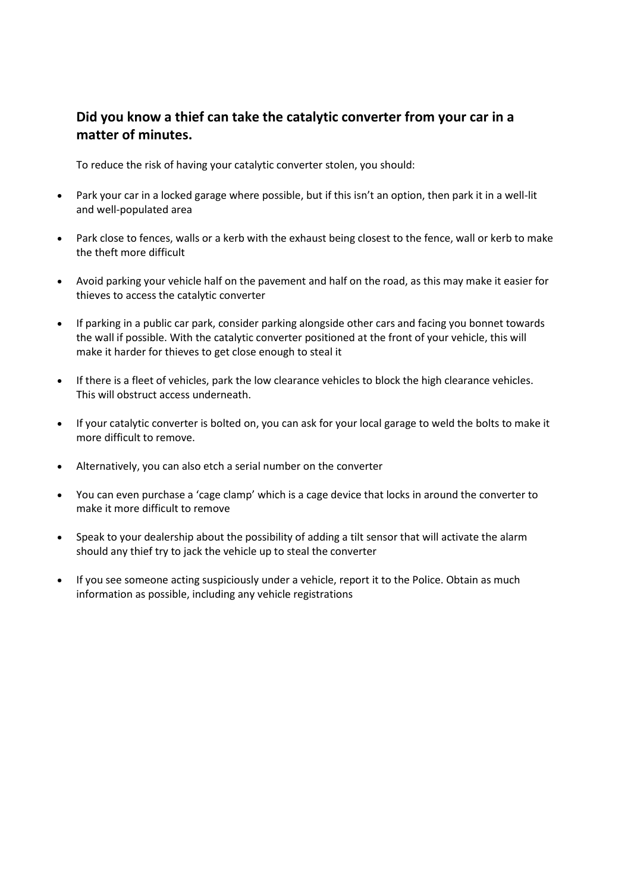**Did you know a thief can take the catalytic converter from your car in a matter of minutes.**

To reduce the risk of having your catalytic converter stolen, you should:

- Park your car in a locked garage where possible, but if this isn't an option, then park it in a well-lit and well-populated area
- Park close to fences, walls or a kerb with the exhaust being closest to the fence, wall or kerb to make the theft more difficult
- Avoid parking your vehicle half on the pavement and half on the road, as this may make it easier for thieves to access the catalytic converter
- If parking in a public car park, consider parking alongside other cars and facing you bonnet towards the wall if possible. With the catalytic converter positioned at the front of your vehicle, this will make it harder for thieves to get close enough to steal it
- If there is a fleet of vehicles, park the low clearance vehicles to block the high clearance vehicles. This will obstruct access underneath.
- If your catalytic converter is bolted on, you can ask for your local garage to weld the bolts to make it more difficult to remove.
- Alternatively, you can also etch a serial number on the converter
- You can even purchase a 'cage clamp' which is a cage device that locks in around the converter to make it more difficult to remove
- Speak to your dealership about the possibility of adding a tilt sensor that will activate the alarm should any thief try to jack the vehicle up to steal the converter
- If you see someone acting suspiciously under a vehicle, report it to the Police. Obtain as much information as possible, including any vehicle registrations